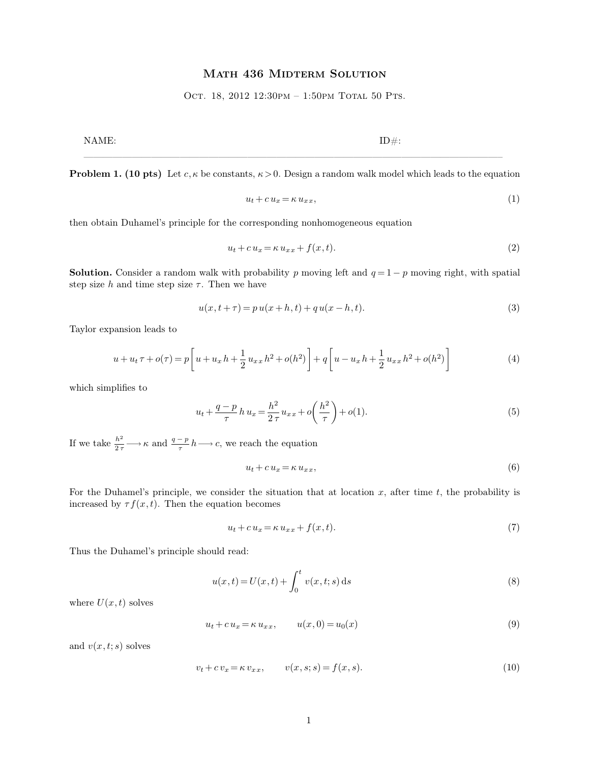# Math 436 Midterm Solution

Oct. 18, 2012 12:30pm – 1:50pm Total 50 Pts.

NAME: ID#:

---

**Problem 1. (10 pts)** Let $c, \kappa$ be constants, $\kappa > 0$. Design a random walk model which leads to the equation

$$u_t + c\, u_x = \kappa\, u_{xx}, \tag{1}$$

then obtain Duhamel's principle for the corresponding nonhomogeneous equation

$$u_t + c\, u_x = \kappa\, u_{xx} + f(x, t). \tag{2}$$

**Solution.** Consider a random walk with probability $p$ moving left and $q = 1 - p$ moving right, with spatial step size $h$ and time step size $\tau$. Then we have

$$u(x, t + \tau) = p\, u(x + h, t) + q\, u(x - h, t). \tag{3}$$

Taylor expansion leads to

$$u + u_t\, \tau + o(\tau) = p\left[u + u_x\, h + \frac{1}{2}\, u_{xx}\, h^2 + o(h^2)\right] + q\left[u - u_x\, h + \frac{1}{2}\, u_{xx}\, h^2 + o(h^2)\right] \tag{4}$$

which simplifies to

$$u_t + \frac{q - p}{\tau}\, h\, u_x = \frac{h^2}{2\,\tau}\, u_{xx} + o\!\left(\frac{h^2}{\tau}\right) + o(1). \tag{5}$$

If we take $\frac{h^2}{2\,\tau} \longrightarrow \kappa$ and $\frac{q - p}{\tau}\, h \longrightarrow c$, we reach the equation

$$u_t + c\, u_x = \kappa\, u_{xx}, \tag{6}$$

For the Duhamel's principle, we consider the situation that at location $x$, after time $t$, the probability is increased by $\tau\, f(x, t)$. Then the equation becomes

$$u_t + c\, u_x = \kappa\, u_{xx} + f(x, t). \tag{7}$$

Thus the Duhamel's principle should read:

$$u(x, t) = U(x, t) + \int_0^t v(x, t; s)\, \mathrm{d}s \tag{8}$$

where $U(x, t)$ solves

$$u_t + c\, u_x = \kappa\, u_{xx}, \qquad u(x, 0) = u_0(x) \tag{9}$$

and $v(x, t; s)$ solves

$$v_t + c\, v_x = \kappa\, v_{xx}, \qquad v(x, s; s) = f(x, s). \tag{10}$$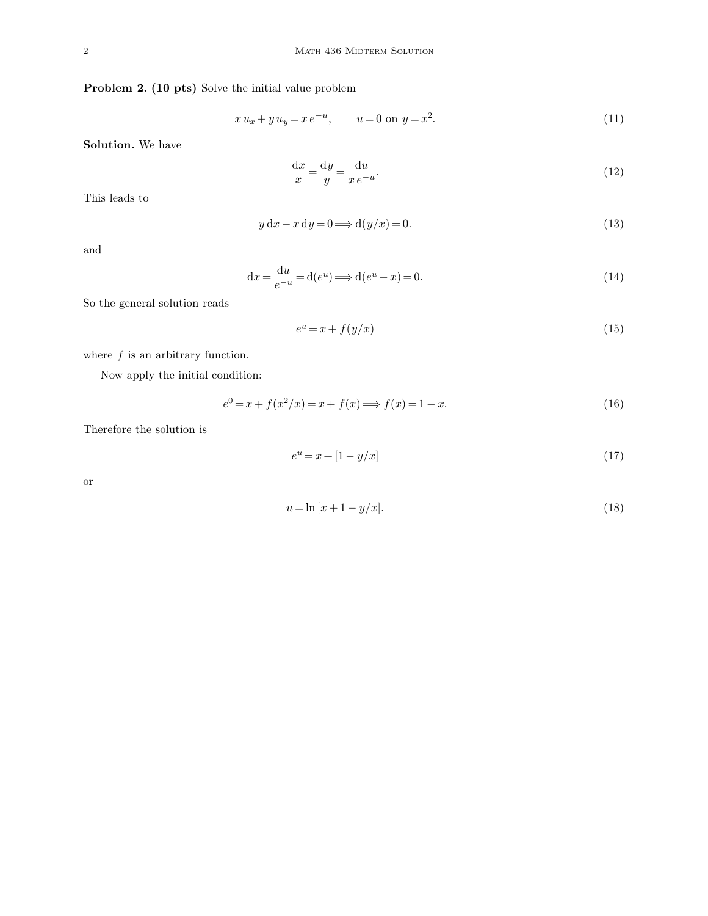**Problem 2. (10 pts)** Solve the initial value problem

$$x\,u_x + y\,u_y = x\,e^{-u}, \qquad u = 0 \text{ on } y = x^2. \tag{11}$$

**Solution.** We have

$$\frac{\mathrm{d}x}{x} = \frac{\mathrm{d}y}{y} = \frac{\mathrm{d}u}{x\,e^{-u}}. \tag{12}$$

This leads to

$$y\,\mathrm{d}x - x\,\mathrm{d}y = 0 \Longrightarrow \mathrm{d}(y/x) = 0. \tag{13}$$

and

$$\mathrm{d}x = \frac{\mathrm{d}u}{e^{-u}} = \mathrm{d}(e^u) \Longrightarrow \mathrm{d}(e^u - x) = 0. \tag{14}$$

So the general solution reads

$$e^u = x + f(y/x) \tag{15}$$

where $f$ is an arbitrary function.

Now apply the initial condition:

$$e^0 = x + f(x^2/x) = x + f(x) \Longrightarrow f(x) = 1 - x. \tag{16}$$

Therefore the solution is

$$e^u = x + [1 - y/x] \tag{17}$$

or

$$u = \ln\,[x + 1 - y/x]. \tag{18}$$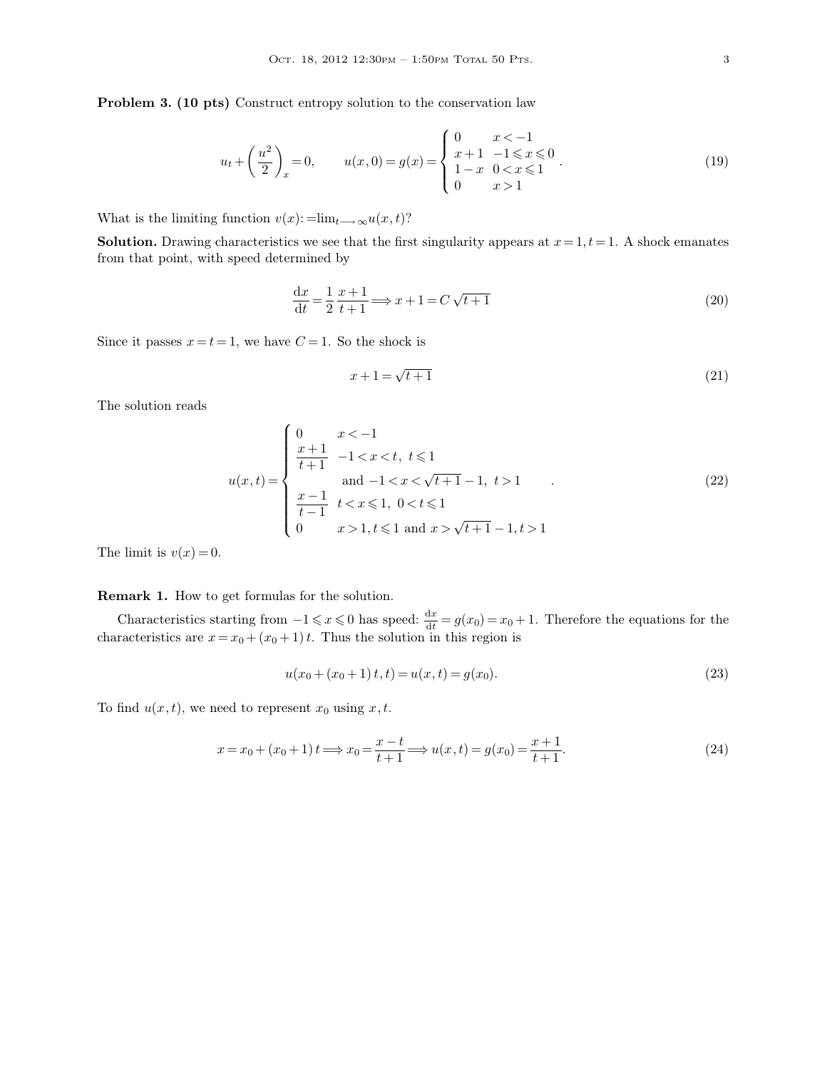**Problem 3. (10 pts)** Construct entropy solution to the conservation law

$$u_t + \left(\frac{u^2}{2}\right)_x = 0, \qquad u(x,0) = g(x) = \begin{cases} 0 & x < -1 \\ x+1 & -1 \leqslant x \leqslant 0 \\ 1-x & 0 < x \leqslant 1 \\ 0 & x > 1 \end{cases}. \tag{19}$$

What is the limiting function $v(x) := \lim_{t \longrightarrow \infty} u(x,t)$?

**Solution.** Drawing characteristics we see that the first singularity appears at $x = 1, t = 1$. A shock emanates from that point, with speed determined by

$$\frac{\mathrm{d}x}{\mathrm{d}t} = \frac{1}{2}\frac{x+1}{t+1} \Longrightarrow x + 1 = C\sqrt{t+1} \tag{20}$$

Since it passes $x = t = 1$, we have $C = 1$. So the shock is

$$x + 1 = \sqrt{t+1} \tag{21}$$

The solution reads

$$u(x,t) = \begin{cases} 0 & x < -1 \\ \dfrac{x+1}{t+1} & -1 < x < t, \ t \leqslant 1 \\ & \text{and } -1 < x < \sqrt{t+1} - 1, \ t > 1 \\ \dfrac{x-1}{t-1} & t < x \leqslant 1, \ 0 < t \leqslant 1 \\ 0 & x > 1, t \leqslant 1 \text{ and } x > \sqrt{t+1} - 1, t > 1 \end{cases}. \tag{22}$$

The limit is $v(x) = 0$.

**Remark 1.** How to get formulas for the solution.

Characteristics starting from $-1 \leqslant x \leqslant 0$ has speed: $\frac{\mathrm{d}x}{\mathrm{d}t} = g(x_0) = x_0 + 1$. Therefore the equations for the characteristics are $x = x_0 + (x_0 + 1)\,t$. Thus the solution in this region is

$$u(x_0 + (x_0 + 1)\,t, t) = u(x,t) = g(x_0). \tag{23}$$

To find $u(x,t)$, we need to represent $x_0$ using $x, t$.

$$x = x_0 + (x_0 + 1)\,t \Longrightarrow x_0 = \frac{x - t}{t+1} \Longrightarrow u(x,t) = g(x_0) = \frac{x+1}{t+1}. \tag{24}$$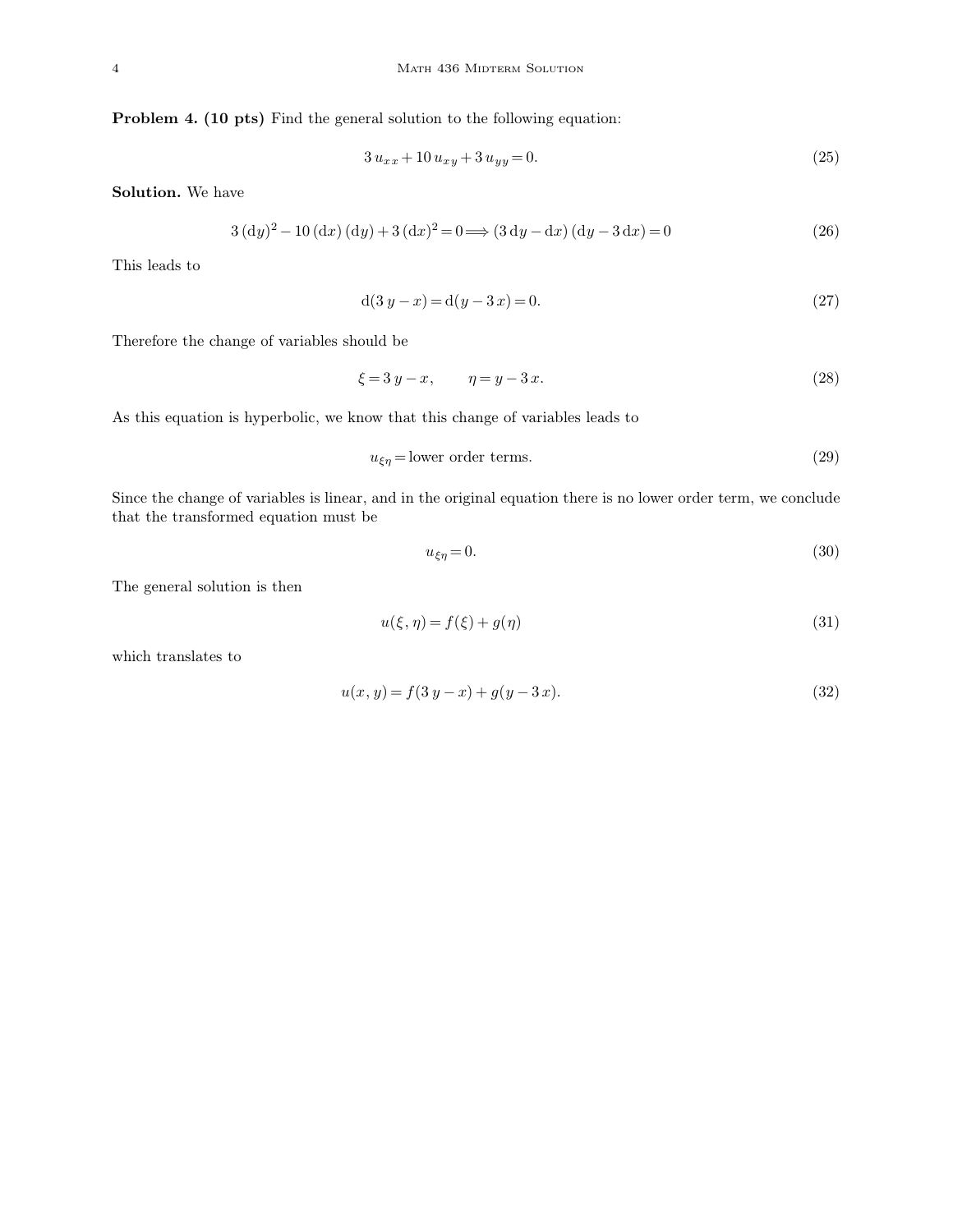**Problem 4. (10 pts)** Find the general solution to the following equation:

$$3\,u_{xx} + 10\,u_{xy} + 3\,u_{yy} = 0. \tag{25}$$

**Solution.** We have

$$3\,(\mathrm{d}y)^2 - 10\,(\mathrm{d}x)\,(\mathrm{d}y) + 3\,(\mathrm{d}x)^2 = 0 \Longrightarrow (3\,\mathrm{d}y - \mathrm{d}x)\,(\mathrm{d}y - 3\,\mathrm{d}x) = 0 \tag{26}$$

This leads to

$$\mathrm{d}(3\,y - x) = \mathrm{d}(y - 3\,x) = 0. \tag{27}$$

Therefore the change of variables should be

$$\xi = 3\,y - x, \qquad \eta = y - 3\,x. \tag{28}$$

As this equation is hyperbolic, we know that this change of variables leads to

$$u_{\xi\eta} = \text{lower order terms}. \tag{29}$$

Since the change of variables is linear, and in the original equation there is no lower order term, we conclude that the transformed equation must be

$$u_{\xi\eta} = 0. \tag{30}$$

The general solution is then

$$u(\xi, \eta) = f(\xi) + g(\eta) \tag{31}$$

which translates to

$$u(x, y) = f(3\,y - x) + g(y - 3\,x). \tag{32}$$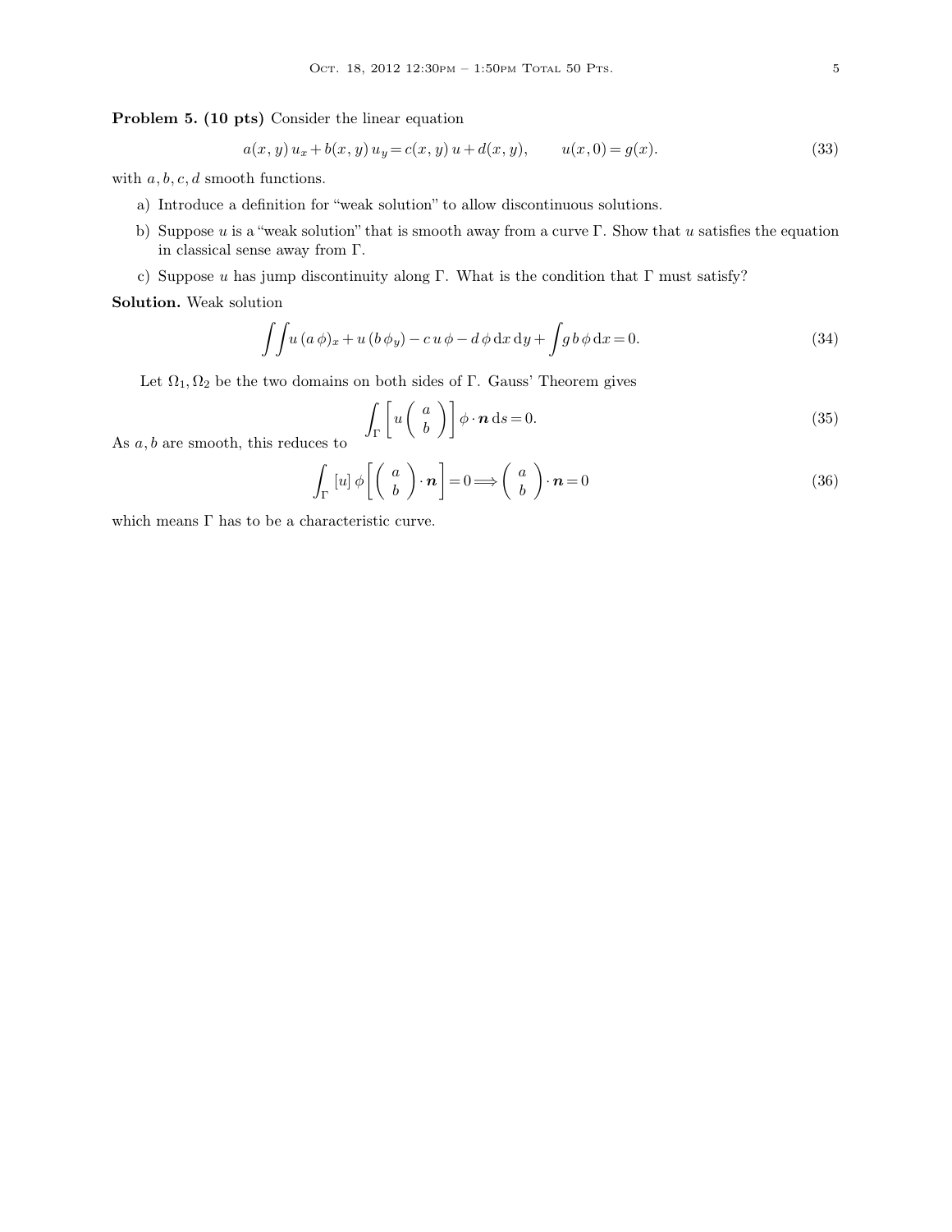**Problem 5. (10 pts)** Consider the linear equation

$$a(x, y)\, u_x + b(x, y)\, u_y = c(x, y)\, u + d(x, y), \qquad u(x, 0) = g(x). \tag{33}$$

with $a, b, c, d$ smooth functions.

a) Introduce a definition for "weak solution" to allow discontinuous solutions.

b) Suppose $u$ is a "weak solution" that is smooth away from a curve $\Gamma$. Show that $u$ satisfies the equation in classical sense away from $\Gamma$.

c) Suppose $u$ has jump discontinuity along $\Gamma$. What is the condition that $\Gamma$ must satisfy?

**Solution.** Weak solution

$$\int\int u\,(a\,\phi)_x + u\,(b\,\phi_y) - c\,u\,\phi - d\,\phi\,\mathrm{d}x\,\mathrm{d}y + \int g\,b\,\phi\,\mathrm{d}x = 0. \tag{34}$$

Let $\Omega_1, \Omega_2$ be the two domains on both sides of $\Gamma$. Gauss' Theorem gives

$$\int_\Gamma \left[ u \begin{pmatrix} a \\ b \end{pmatrix} \right] \phi \cdot \boldsymbol{n}\,\mathrm{d}s = 0. \tag{35}$$

As $a, b$ are smooth, this reduces to

$$\int_\Gamma [u]\,\phi \left[ \begin{pmatrix} a \\ b \end{pmatrix} \cdot \boldsymbol{n} \right] = 0 \Longrightarrow \begin{pmatrix} a \\ b \end{pmatrix} \cdot \boldsymbol{n} = 0 \tag{36}$$

which means $\Gamma$ has to be a characteristic curve.